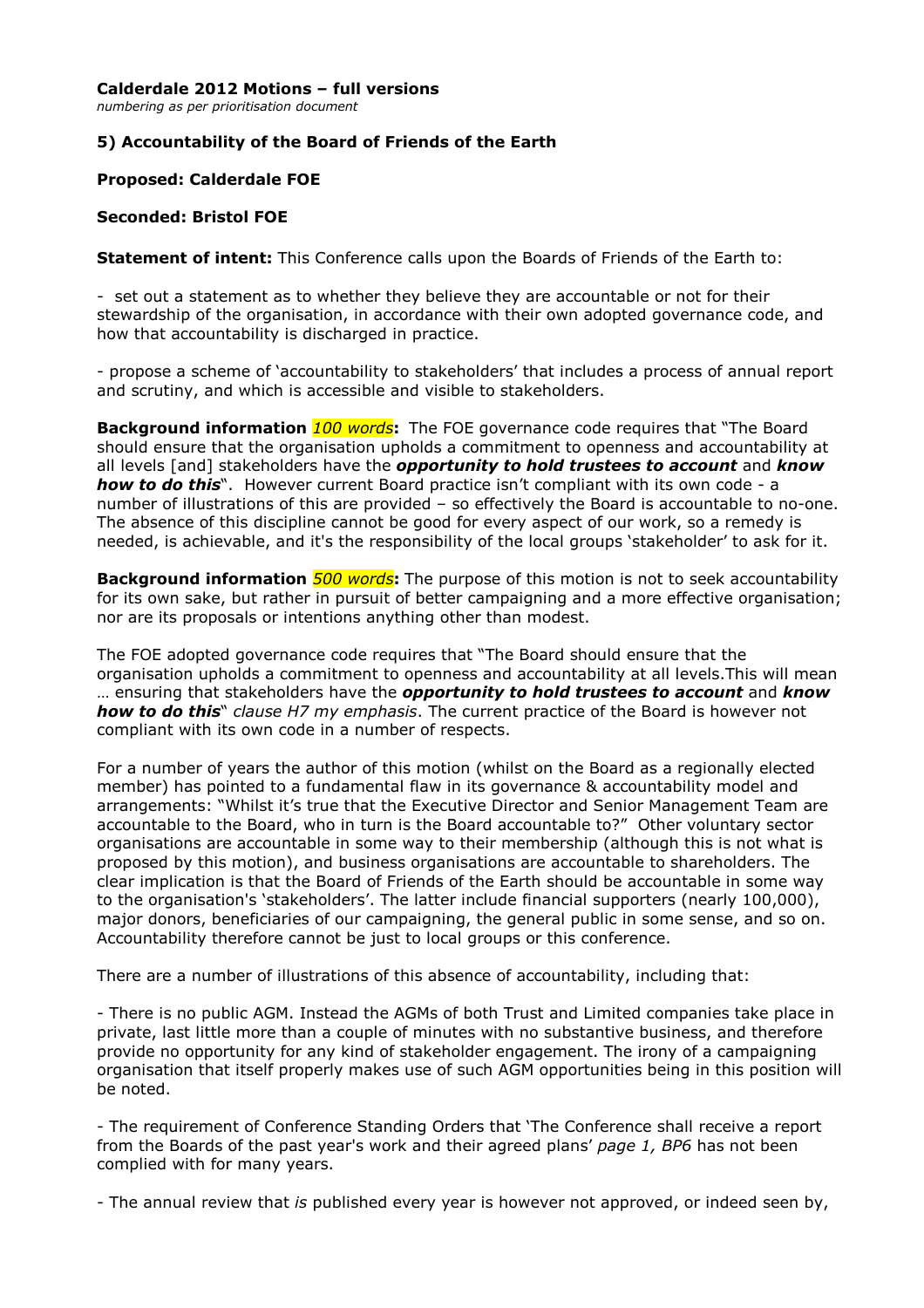**Calderdale 2012 Motions – full versions**
*numbering as per prioritisation document*

### 5) Accountability of the Board of Friends of the Earth

**Proposed: Calderdale FOE**

**Seconded: Bristol FOE**

**Statement of intent:** This Conference calls upon the Boards of Friends of the Earth to:

- set out a statement as to whether they believe they are accountable or not for their stewardship of the organisation, in accordance with their own adopted governance code, and how that accountability is discharged in practice.

- propose a scheme of 'accountability to stakeholders' that includes a process of annual report and scrutiny, and which is accessible and visible to stakeholders.

**Background information** *100 words***:** The FOE governance code requires that "The Board should ensure that the organisation upholds a commitment to openness and accountability at all levels [and] stakeholders have the ***opportunity to hold trustees to account*** and ***know how to do this***". However current Board practice isn't compliant with its own code - a number of illustrations of this are provided – so effectively the Board is accountable to no-one. The absence of this discipline cannot be good for every aspect of our work, so a remedy is needed, is achievable, and it's the responsibility of the local groups 'stakeholder' to ask for it.

**Background information** *500 words***:** The purpose of this motion is not to seek accountability for its own sake, but rather in pursuit of better campaigning and a more effective organisation; nor are its proposals or intentions anything other than modest.

The FOE adopted governance code requires that "The Board should ensure that the organisation upholds a commitment to openness and accountability at all levels.This will mean … ensuring that stakeholders have the ***opportunity to hold trustees to account*** and ***know how to do this***" *clause H7 my emphasis*. The current practice of the Board is however not compliant with its own code in a number of respects.

For a number of years the author of this motion (whilst on the Board as a regionally elected member) has pointed to a fundamental flaw in its governance & accountability model and arrangements: "Whilst it's true that the Executive Director and Senior Management Team are accountable to the Board, who in turn is the Board accountable to?" Other voluntary sector organisations are accountable in some way to their membership (although this is not what is proposed by this motion), and business organisations are accountable to shareholders. The clear implication is that the Board of Friends of the Earth should be accountable in some way to the organisation's 'stakeholders'. The latter include financial supporters (nearly 100,000), major donors, beneficiaries of our campaigning, the general public in some sense, and so on. Accountability therefore cannot be just to local groups or this conference.

There are a number of illustrations of this absence of accountability, including that:

- There is no public AGM. Instead the AGMs of both Trust and Limited companies take place in private, last little more than a couple of minutes with no substantive business, and therefore provide no opportunity for any kind of stakeholder engagement. The irony of a campaigning organisation that itself properly makes use of such AGM opportunities being in this position will be noted.

- The requirement of Conference Standing Orders that 'The Conference shall receive a report from the Boards of the past year's work and their agreed plans' *page 1, BP6* has not been complied with for many years.

- The annual review that *is* published every year is however not approved, or indeed seen by,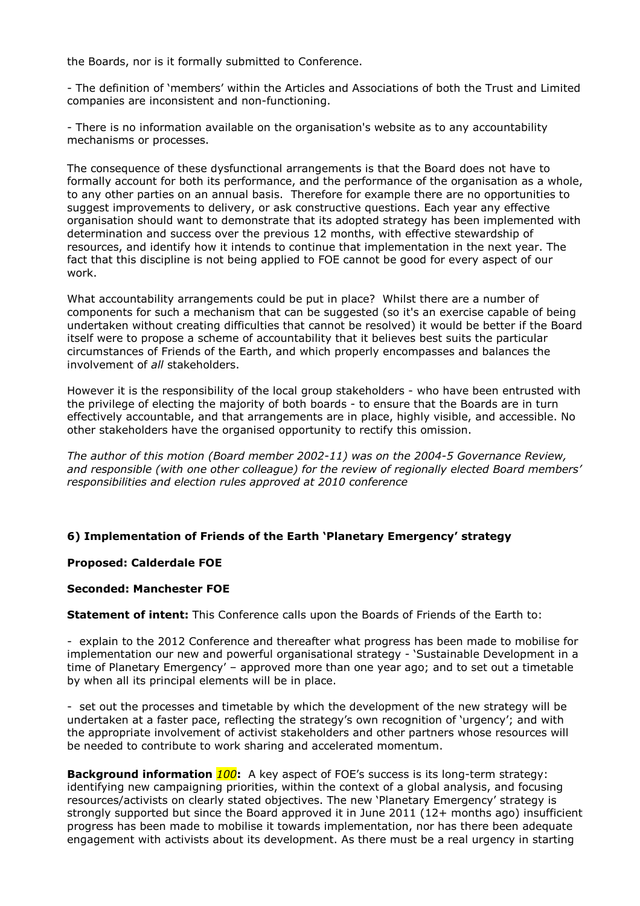the Boards, nor is it formally submitted to Conference.

- The definition of 'members' within the Articles and Associations of both the Trust and Limited companies are inconsistent and non-functioning.

- There is no information available on the organisation's website as to any accountability mechanisms or processes.

The consequence of these dysfunctional arrangements is that the Board does not have to formally account for both its performance, and the performance of the organisation as a whole, to any other parties on an annual basis. Therefore for example there are no opportunities to suggest improvements to delivery, or ask constructive questions. Each year any effective organisation should want to demonstrate that its adopted strategy has been implemented with determination and success over the previous 12 months, with effective stewardship of resources, and identify how it intends to continue that implementation in the next year. The fact that this discipline is not being applied to FOE cannot be good for every aspect of our work.

What accountability arrangements could be put in place? Whilst there are a number of components for such a mechanism that can be suggested (so it's an exercise capable of being undertaken without creating difficulties that cannot be resolved) it would be better if the Board itself were to propose a scheme of accountability that it believes best suits the particular circumstances of Friends of the Earth, and which properly encompasses and balances the involvement of *all* stakeholders.

However it is the responsibility of the local group stakeholders - who have been entrusted with the privilege of electing the majority of both boards - to ensure that the Boards are in turn effectively accountable, and that arrangements are in place, highly visible, and accessible. No other stakeholders have the organised opportunity to rectify this omission.

*The author of this motion (Board member 2002-11) was on the 2004-5 Governance Review, and responsible (with one other colleague) for the review of regionally elected Board members' responsibilities and election rules approved at 2010 conference*

**6) Implementation of Friends of the Earth 'Planetary Emergency' strategy**

**Proposed: Calderdale FOE**

**Seconded: Manchester FOE**

**Statement of intent:** This Conference calls upon the Boards of Friends of the Earth to:

- explain to the 2012 Conference and thereafter what progress has been made to mobilise for implementation our new and powerful organisational strategy - 'Sustainable Development in a time of Planetary Emergency' – approved more than one year ago; and to set out a timetable by when all its principal elements will be in place.

- set out the processes and timetable by which the development of the new strategy will be undertaken at a faster pace, reflecting the strategy's own recognition of 'urgency'; and with the appropriate involvement of activist stakeholders and other partners whose resources will be needed to contribute to work sharing and accelerated momentum.

**Background information** ***100*****:** A key aspect of FOE's success is its long-term strategy: identifying new campaigning priorities, within the context of a global analysis, and focusing resources/activists on clearly stated objectives. The new 'Planetary Emergency' strategy is strongly supported but since the Board approved it in June 2011 (12+ months ago) insufficient progress has been made to mobilise it towards implementation, nor has there been adequate engagement with activists about its development. As there must be a real urgency in starting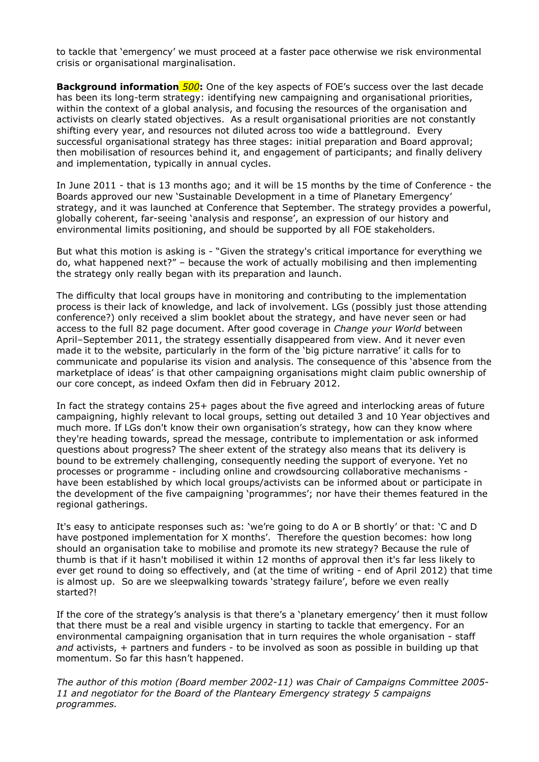to tackle that 'emergency' we must proceed at a faster pace otherwise we risk environmental crisis or organisational marginalisation.

**Background information** *500***:** One of the key aspects of FOE's success over the last decade has been its long-term strategy: identifying new campaigning and organisational priorities, within the context of a global analysis, and focusing the resources of the organisation and activists on clearly stated objectives. As a result organisational priorities are not constantly shifting every year, and resources not diluted across too wide a battleground. Every successful organisational strategy has three stages: initial preparation and Board approval; then mobilisation of resources behind it, and engagement of participants; and finally delivery and implementation, typically in annual cycles.

In June 2011 - that is 13 months ago; and it will be 15 months by the time of Conference - the Boards approved our new 'Sustainable Development in a time of Planetary Emergency' strategy, and it was launched at Conference that September. The strategy provides a powerful, globally coherent, far-seeing 'analysis and response', an expression of our history and environmental limits positioning, and should be supported by all FOE stakeholders.

But what this motion is asking is - "Given the strategy's critical importance for everything we do, what happened next?" – because the work of actually mobilising and then implementing the strategy only really began with its preparation and launch.

The difficulty that local groups have in monitoring and contributing to the implementation process is their lack of knowledge, and lack of involvement. LGs (possibly just those attending conference?) only received a slim booklet about the strategy, and have never seen or had access to the full 82 page document. After good coverage in *Change your World* between April–September 2011, the strategy essentially disappeared from view. And it never even made it to the website, particularly in the form of the 'big picture narrative' it calls for to communicate and popularise its vision and analysis. The consequence of this 'absence from the marketplace of ideas' is that other campaigning organisations might claim public ownership of our core concept, as indeed Oxfam then did in February 2012.

In fact the strategy contains 25+ pages about the five agreed and interlocking areas of future campaigning, highly relevant to local groups, setting out detailed 3 and 10 Year objectives and much more. If LGs don't know their own organisation's strategy, how can they know where they're heading towards, spread the message, contribute to implementation or ask informed questions about progress? The sheer extent of the strategy also means that its delivery is bound to be extremely challenging, consequently needing the support of everyone. Yet no processes or programme - including online and crowdsourcing collaborative mechanisms - have been established by which local groups/activists can be informed about or participate in the development of the five campaigning 'programmes'; nor have their themes featured in the regional gatherings.

It's easy to anticipate responses such as: 'we're going to do A or B shortly' or that: 'C and D have postponed implementation for X months'. Therefore the question becomes: how long should an organisation take to mobilise and promote its new strategy? Because the rule of thumb is that if it hasn't mobilised it within 12 months of approval then it's far less likely to ever get round to doing so effectively, and (at the time of writing - end of April 2012) that time is almost up. So are we sleepwalking towards 'strategy failure', before we even really started?!

If the core of the strategy's analysis is that there's a 'planetary emergency' then it must follow that there must be a real and visible urgency in starting to tackle that emergency. For an environmental campaigning organisation that in turn requires the whole organisation - staff *and* activists, + partners and funders - to be involved as soon as possible in building up that momentum. So far this hasn't happened.

*The author of this motion (Board member 2002-11) was Chair of Campaigns Committee 2005-11 and negotiator for the Board of the Planteary Emergency strategy 5 campaigns programmes.*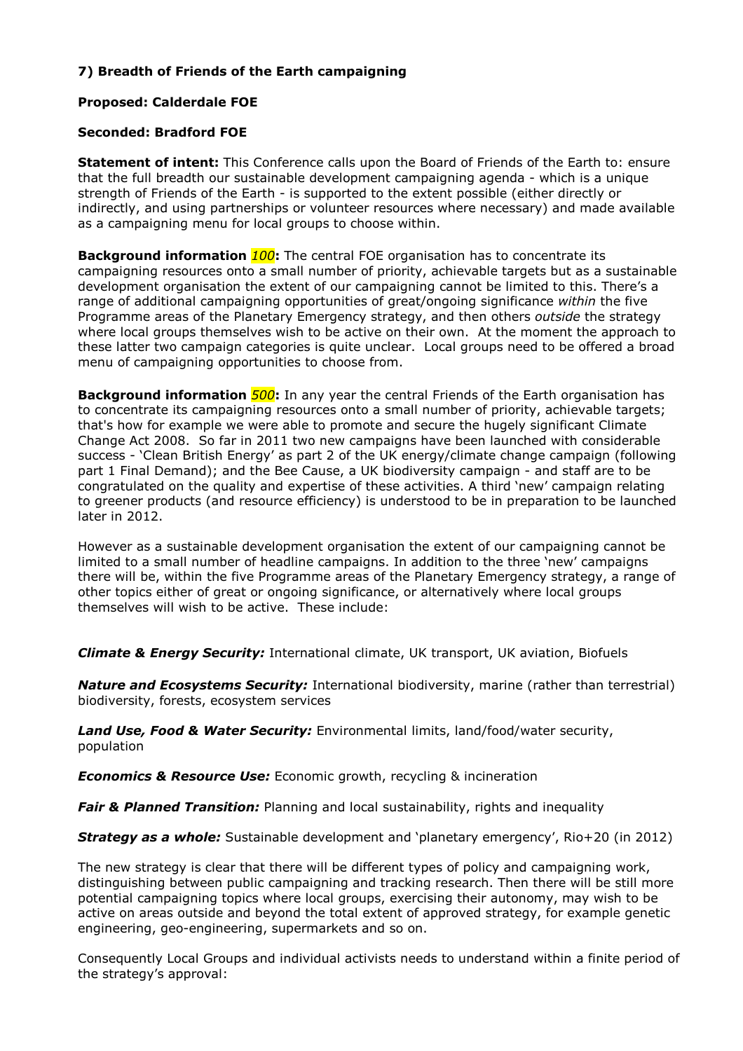### 7) Breadth of Friends of the Earth campaigning

**Proposed: Calderdale FOE**

**Seconded: Bradford FOE**

**Statement of intent:** This Conference calls upon the Board of Friends of the Earth to: ensure that the full breadth our sustainable development campaigning agenda - which is a unique strength of Friends of the Earth - is supported to the extent possible (either directly or indirectly, and using partnerships or volunteer resources where necessary) and made available as a campaigning menu for local groups to choose within.

**Background information *100*:** The central FOE organisation has to concentrate its campaigning resources onto a small number of priority, achievable targets but as a sustainable development organisation the extent of our campaigning cannot be limited to this. There's a range of additional campaigning opportunities of great/ongoing significance *within* the five Programme areas of the Planetary Emergency strategy, and then others *outside* the strategy where local groups themselves wish to be active on their own. At the moment the approach to these latter two campaign categories is quite unclear. Local groups need to be offered a broad menu of campaigning opportunities to choose from.

**Background information *500*:** In any year the central Friends of the Earth organisation has to concentrate its campaigning resources onto a small number of priority, achievable targets; that's how for example we were able to promote and secure the hugely significant Climate Change Act 2008. So far in 2011 two new campaigns have been launched with considerable success - 'Clean British Energy' as part 2 of the UK energy/climate change campaign (following part 1 Final Demand); and the Bee Cause, a UK biodiversity campaign - and staff are to be congratulated on the quality and expertise of these activities. A third 'new' campaign relating to greener products (and resource efficiency) is understood to be in preparation to be launched later in 2012.

However as a sustainable development organisation the extent of our campaigning cannot be limited to a small number of headline campaigns. In addition to the three 'new' campaigns there will be, within the five Programme areas of the Planetary Emergency strategy, a range of other topics either of great or ongoing significance, or alternatively where local groups themselves will wish to be active. These include:

***Climate & Energy Security:*** International climate, UK transport, UK aviation, Biofuels

***Nature and Ecosystems Security:*** International biodiversity, marine (rather than terrestrial) biodiversity, forests, ecosystem services

***Land Use, Food & Water Security:*** Environmental limits, land/food/water security, population

***Economics & Resource Use:*** Economic growth, recycling & incineration

***Fair & Planned Transition:*** Planning and local sustainability, rights and inequality

***Strategy as a whole:*** Sustainable development and 'planetary emergency', Rio+20 (in 2012)

The new strategy is clear that there will be different types of policy and campaigning work, distinguishing between public campaigning and tracking research. Then there will be still more potential campaigning topics where local groups, exercising their autonomy, may wish to be active on areas outside and beyond the total extent of approved strategy, for example genetic engineering, geo-engineering, supermarkets and so on.

Consequently Local Groups and individual activists needs to understand within a finite period of the strategy's approval: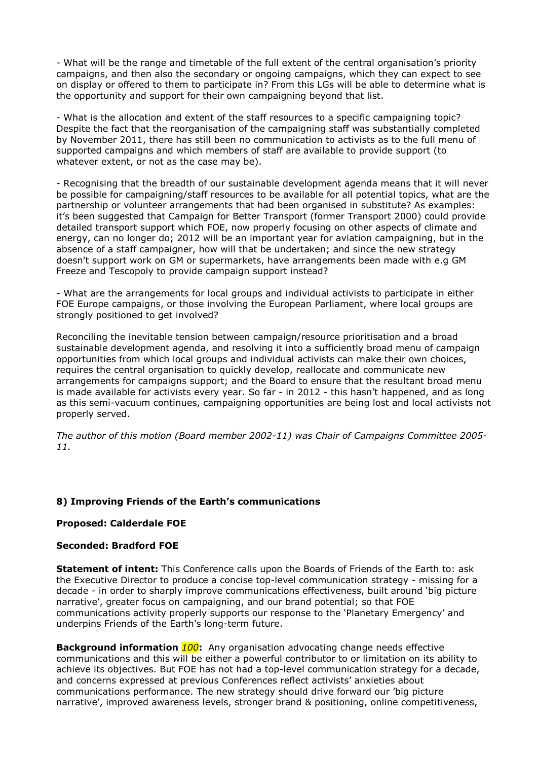- What will be the range and timetable of the full extent of the central organisation's priority campaigns, and then also the secondary or ongoing campaigns, which they can expect to see on display or offered to them to participate in? From this LGs will be able to determine what is the opportunity and support for their own campaigning beyond that list.

- What is the allocation and extent of the staff resources to a specific campaigning topic? Despite the fact that the reorganisation of the campaigning staff was substantially completed by November 2011, there has still been no communication to activists as to the full menu of supported campaigns and which members of staff are available to provide support (to whatever extent, or not as the case may be).

- Recognising that the breadth of our sustainable development agenda means that it will never be possible for campaigning/staff resources to be available for all potential topics, what are the partnership or volunteer arrangements that had been organised in substitute? As examples: it's been suggested that Campaign for Better Transport (former Transport 2000) could provide detailed transport support which FOE, now properly focusing on other aspects of climate and energy, can no longer do; 2012 will be an important year for aviation campaigning, but in the absence of a staff campaigner, how will that be undertaken; and since the new strategy doesn't support work on GM or supermarkets, have arrangements been made with e.g GM Freeze and Tescopoly to provide campaign support instead?

- What are the arrangements for local groups and individual activists to participate in either FOE Europe campaigns, or those involving the European Parliament, where local groups are strongly positioned to get involved?

Reconciling the inevitable tension between campaign/resource prioritisation and a broad sustainable development agenda, and resolving it into a sufficiently broad menu of campaign opportunities from which local groups and individual activists can make their own choices, requires the central organisation to quickly develop, reallocate and communicate new arrangements for campaigns support; and the Board to ensure that the resultant broad menu is made available for activists every year. So far - in 2012 - this hasn't happened, and as long as this semi-vacuum continues, campaigning opportunities are being lost and local activists not properly served.

*The author of this motion (Board member 2002-11) was Chair of Campaigns Committee 2005-11.*

**8) Improving Friends of the Earth's communications**

**Proposed: Calderdale FOE**

**Seconded: Bradford FOE**

**Statement of intent:** This Conference calls upon the Boards of Friends of the Earth to: ask the Executive Director to produce a concise top-level communication strategy - missing for a decade - in order to sharply improve communications effectiveness, built around 'big picture narrative', greater focus on campaigning, and our brand potential; so that FOE communications activity properly supports our response to the 'Planetary Emergency' and underpins Friends of the Earth's long-term future.

**Background information *100*:** Any organisation advocating change needs effective communications and this will be either a powerful contributor to or limitation on its ability to achieve its objectives. But FOE has not had a top-level communication strategy for a decade, and concerns expressed at previous Conferences reflect activists' anxieties about communications performance. The new strategy should drive forward our 'big picture narrative', improved awareness levels, stronger brand & positioning, online competitiveness,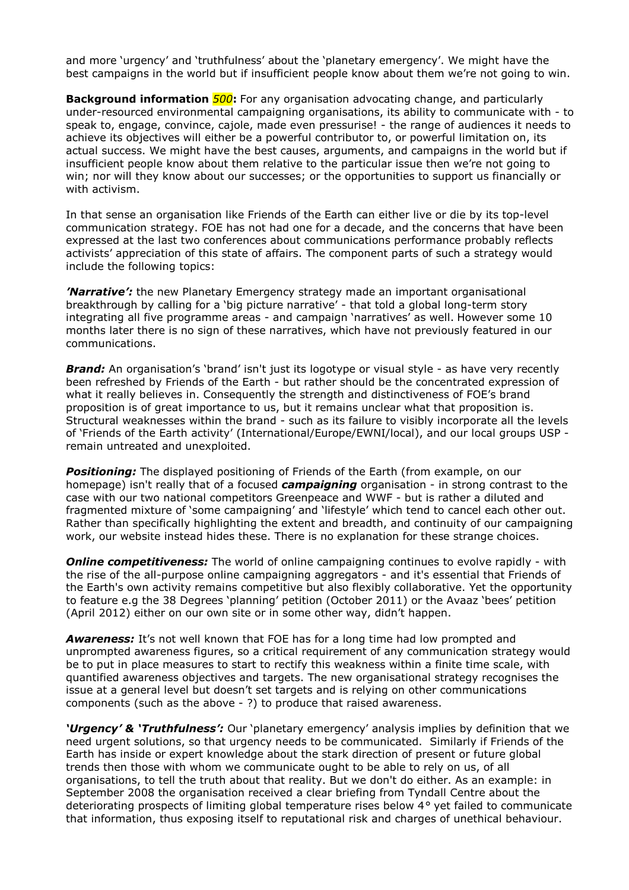and more 'urgency' and 'truthfulness' about the 'planetary emergency'. We might have the best campaigns in the world but if insufficient people know about them we're not going to win.

**Background information *500*:** For any organisation advocating change, and particularly under-resourced environmental campaigning organisations, its ability to communicate with - to speak to, engage, convince, cajole, made even pressurise! - the range of audiences it needs to achieve its objectives will either be a powerful contributor to, or powerful limitation on, its actual success. We might have the best causes, arguments, and campaigns in the world but if insufficient people know about them relative to the particular issue then we're not going to win; nor will they know about our successes; or the opportunities to support us financially or with activism.

In that sense an organisation like Friends of the Earth can either live or die by its top-level communication strategy. FOE has not had one for a decade, and the concerns that have been expressed at the last two conferences about communications performance probably reflects activists' appreciation of this state of affairs. The component parts of such a strategy would include the following topics:

***'Narrative':*** the new Planetary Emergency strategy made an important organisational breakthrough by calling for a 'big picture narrative' - that told a global long-term story integrating all five programme areas - and campaign 'narratives' as well. However some 10 months later there is no sign of these narratives, which have not previously featured in our communications.

***Brand:*** An organisation's 'brand' isn't just its logotype or visual style - as have very recently been refreshed by Friends of the Earth - but rather should be the concentrated expression of what it really believes in. Consequently the strength and distinctiveness of FOE's brand proposition is of great importance to us, but it remains unclear what that proposition is. Structural weaknesses within the brand - such as its failure to visibly incorporate all the levels of 'Friends of the Earth activity' (International/Europe/EWNI/local), and our local groups USP - remain untreated and unexploited.

***Positioning:*** The displayed positioning of Friends of the Earth (from example, on our homepage) isn't really that of a focused ***campaigning*** organisation - in strong contrast to the case with our two national competitors Greenpeace and WWF - but is rather a diluted and fragmented mixture of 'some campaigning' and 'lifestyle' which tend to cancel each other out. Rather than specifically highlighting the extent and breadth, and continuity of our campaigning work, our website instead hides these. There is no explanation for these strange choices.

***Online competitiveness:*** The world of online campaigning continues to evolve rapidly - with the rise of the all-purpose online campaigning aggregators - and it's essential that Friends of the Earth's own activity remains competitive but also flexibly collaborative. Yet the opportunity to feature e.g the 38 Degrees 'planning' petition (October 2011) or the Avaaz 'bees' petition (April 2012) either on our own site or in some other way, didn't happen.

***Awareness:*** It's not well known that FOE has for a long time had low prompted and unprompted awareness figures, so a critical requirement of any communication strategy would be to put in place measures to start to rectify this weakness within a finite time scale, with quantified awareness objectives and targets. The new organisational strategy recognises the issue at a general level but doesn't set targets and is relying on other communications components (such as the above - ?) to produce that raised awareness.

***'Urgency' & 'Truthfulness':*** Our 'planetary emergency' analysis implies by definition that we need urgent solutions, so that urgency needs to be communicated. Similarly if Friends of the Earth has inside or expert knowledge about the stark direction of present or future global trends then those with whom we communicate ought to be able to rely on us, of all organisations, to tell the truth about that reality. But we don't do either. As an example: in September 2008 the organisation received a clear briefing from Tyndall Centre about the deteriorating prospects of limiting global temperature rises below 4° yet failed to communicate that information, thus exposing itself to reputational risk and charges of unethical behaviour.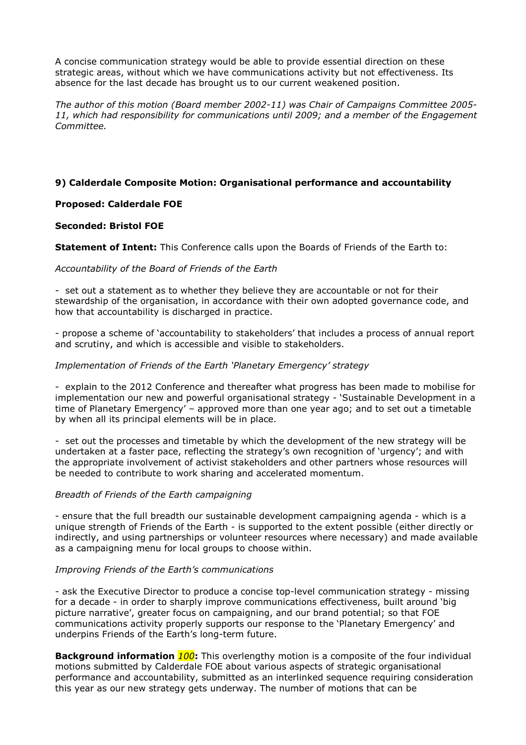A concise communication strategy would be able to provide essential direction on these strategic areas, without which we have communications activity but not effectiveness. Its absence for the last decade has brought us to our current weakened position.

*The author of this motion (Board member 2002-11) was Chair of Campaigns Committee 2005-11, which had responsibility for communications until 2009; and a member of the Engagement Committee.*

**9) Calderdale Composite Motion: Organisational performance and accountability**

**Proposed: Calderdale FOE**

**Seconded: Bristol FOE**

**Statement of Intent:** This Conference calls upon the Boards of Friends of the Earth to:

*Accountability of the Board of Friends of the Earth*

- set out a statement as to whether they believe they are accountable or not for their stewardship of the organisation, in accordance with their own adopted governance code, and how that accountability is discharged in practice.

- propose a scheme of 'accountability to stakeholders' that includes a process of annual report and scrutiny, and which is accessible and visible to stakeholders.

*Implementation of Friends of the Earth 'Planetary Emergency' strategy*

- explain to the 2012 Conference and thereafter what progress has been made to mobilise for implementation our new and powerful organisational strategy - 'Sustainable Development in a time of Planetary Emergency' – approved more than one year ago; and to set out a timetable by when all its principal elements will be in place.

- set out the processes and timetable by which the development of the new strategy will be undertaken at a faster pace, reflecting the strategy's own recognition of 'urgency'; and with the appropriate involvement of activist stakeholders and other partners whose resources will be needed to contribute to work sharing and accelerated momentum.

*Breadth of Friends of the Earth campaigning*

- ensure that the full breadth our sustainable development campaigning agenda - which is a unique strength of Friends of the Earth - is supported to the extent possible (either directly or indirectly, and using partnerships or volunteer resources where necessary) and made available as a campaigning menu for local groups to choose within.

*Improving Friends of the Earth's communications*

- ask the Executive Director to produce a concise top-level communication strategy - missing for a decade - in order to sharply improve communications effectiveness, built around 'big picture narrative', greater focus on campaigning, and our brand potential; so that FOE communications activity properly supports our response to the 'Planetary Emergency' and underpins Friends of the Earth's long-term future.

**Background information *100*:** This overlengthy motion is a composite of the four individual motions submitted by Calderdale FOE about various aspects of strategic organisational performance and accountability, submitted as an interlinked sequence requiring consideration this year as our new strategy gets underway. The number of motions that can be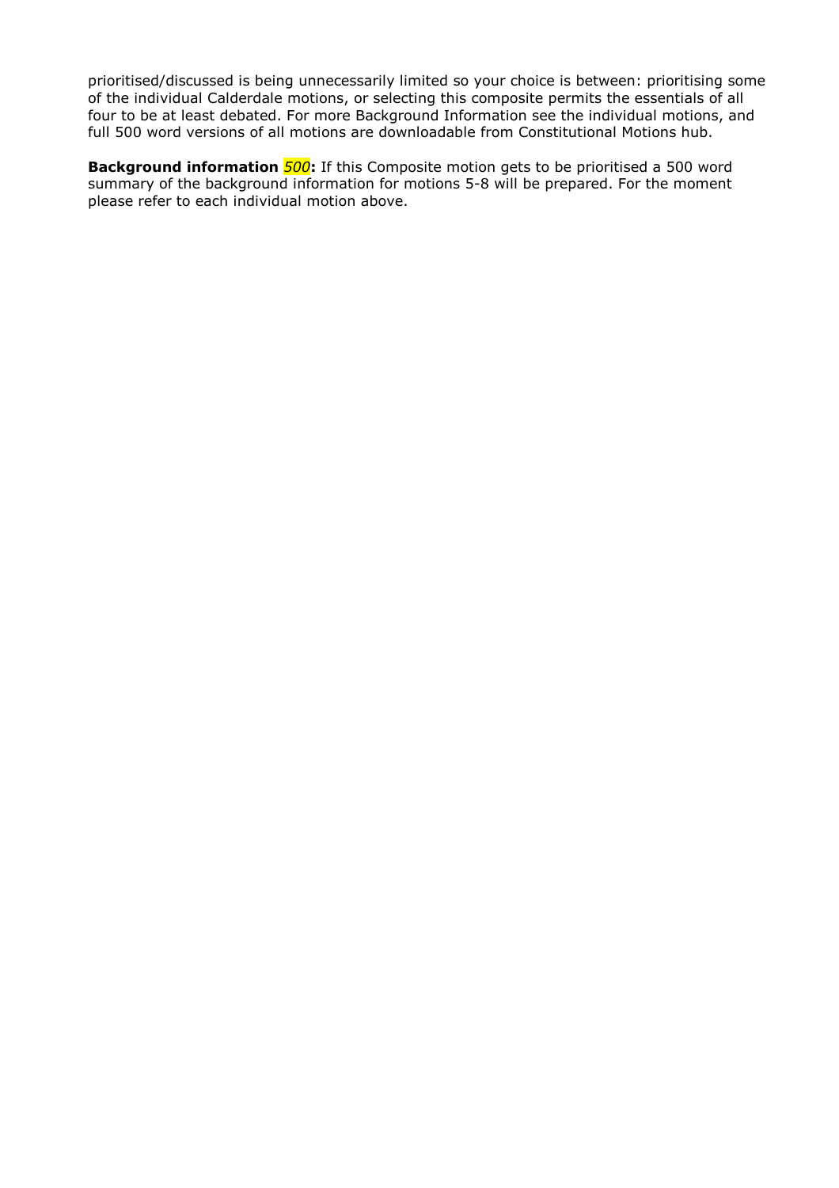prioritised/discussed is being unnecessarily limited so your choice is between: prioritising some of the individual Calderdale motions, or selecting this composite permits the essentials of all four to be at least debated. For more Background Information see the individual motions, and full 500 word versions of all motions are downloadable from Constitutional Motions hub.

**Background information** ***500*****:** If this Composite motion gets to be prioritised a 500 word summary of the background information for motions 5-8 will be prepared. For the moment please refer to each individual motion above.